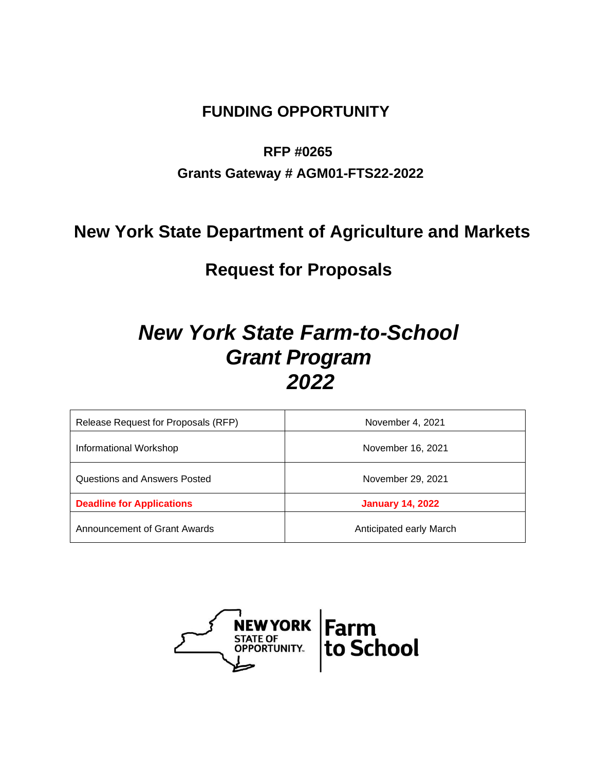# FUNDING OPPORTUNITY

**RFP #0265**

**Grants Gateway # AGM01-FTS22-2022**

## New York State Department of Agriculture and Markets

## Request for Proposals

# *New York State Farm-to-School Grant Program 2022*

| Release Request for Proposals (RFP) | November 4, 2021 |
|---|---|
| Informational Workshop | November 16, 2021 |
| Questions and Answers Posted | November 29, 2021 |
| **Deadline for Applications** | **January 14, 2022** |
| Announcement of Grant Awards | Anticipated early March |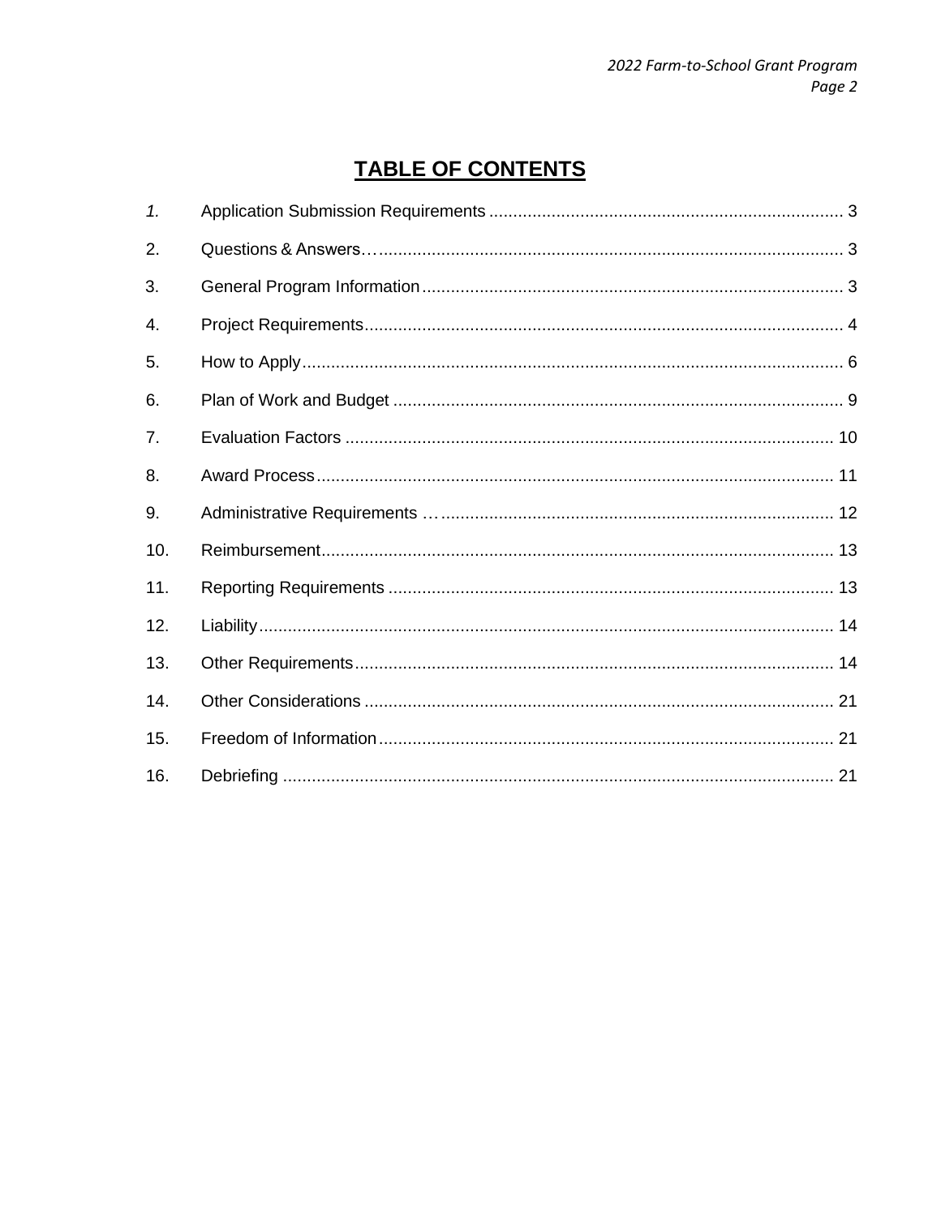# TABLE OF CONTENTS

| | | |
|---|---|---|
| 1. | Application Submission Requirements | 3 |
| 2. | Questions & Answers | 3 |
| 3. | General Program Information | 3 |
| 4. | Project Requirements | 4 |
| 5. | How to Apply | 6 |
| 6. | Plan of Work and Budget | 9 |
| 7. | Evaluation Factors | 10 |
| 8. | Award Process | 11 |
| 9. | Administrative Requirements | 12 |
| 10. | Reimbursement | 13 |
| 11. | Reporting Requirements | 13 |
| 12. | Liability | 14 |
| 13. | Other Requirements | 14 |
| 14. | Other Considerations | 21 |
| 15. | Freedom of Information | 21 |
| 16. | Debriefing | 21 |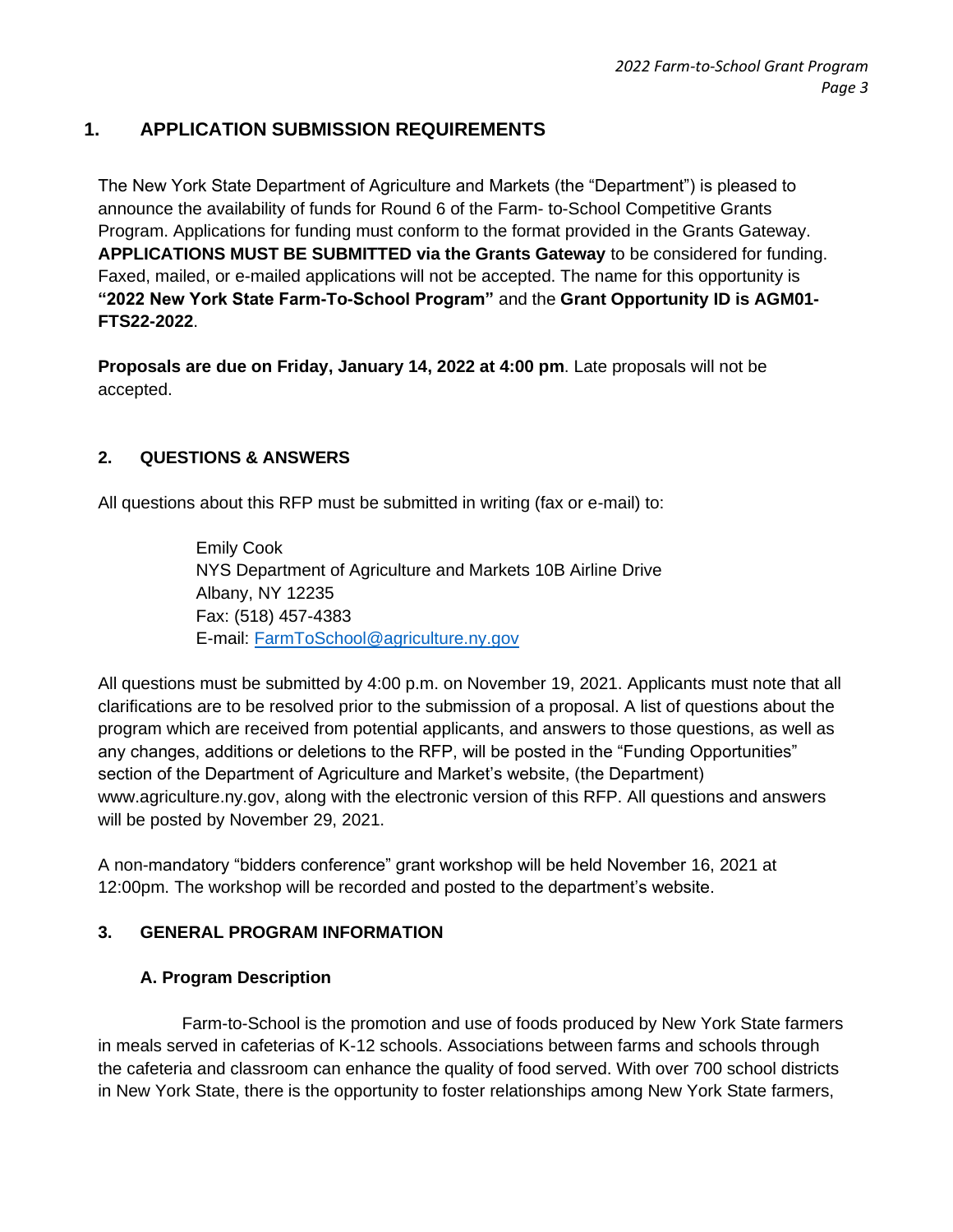## 1. APPLICATION SUBMISSION REQUIREMENTS

The New York State Department of Agriculture and Markets (the "Department") is pleased to announce the availability of funds for Round 6 of the Farm- to-School Competitive Grants Program. Applications for funding must conform to the format provided in the Grants Gateway. **APPLICATIONS MUST BE SUBMITTED via the Grants Gateway** to be considered for funding. Faxed, mailed, or e-mailed applications will not be accepted. The name for this opportunity is **"2022 New York State Farm-To-School Program"** and the **Grant Opportunity ID is AGM01-FTS22-2022**.

**Proposals are due on Friday, January 14, 2022 at 4:00 pm**. Late proposals will not be accepted.

## 2. QUESTIONS & ANSWERS

All questions about this RFP must be submitted in writing (fax or e-mail) to:

Emily Cook
NYS Department of Agriculture and Markets 10B Airline Drive
Albany, NY 12235
Fax: (518) 457-4383
E-mail: FarmToSchool@agriculture.ny.gov

All questions must be submitted by 4:00 p.m. on November 19, 2021. Applicants must note that all clarifications are to be resolved prior to the submission of a proposal. A list of questions about the program which are received from potential applicants, and answers to those questions, as well as any changes, additions or deletions to the RFP, will be posted in the "Funding Opportunities" section of the Department of Agriculture and Market's website, (the Department) www.agriculture.ny.gov, along with the electronic version of this RFP. All questions and answers will be posted by November 29, 2021.

A non-mandatory "bidders conference" grant workshop will be held November 16, 2021 at 12:00pm. The workshop will be recorded and posted to the department's website.

## 3. GENERAL PROGRAM INFORMATION

### A. Program Description

Farm-to-School is the promotion and use of foods produced by New York State farmers in meals served in cafeterias of K-12 schools. Associations between farms and schools through the cafeteria and classroom can enhance the quality of food served. With over 700 school districts in New York State, there is the opportunity to foster relationships among New York State farmers,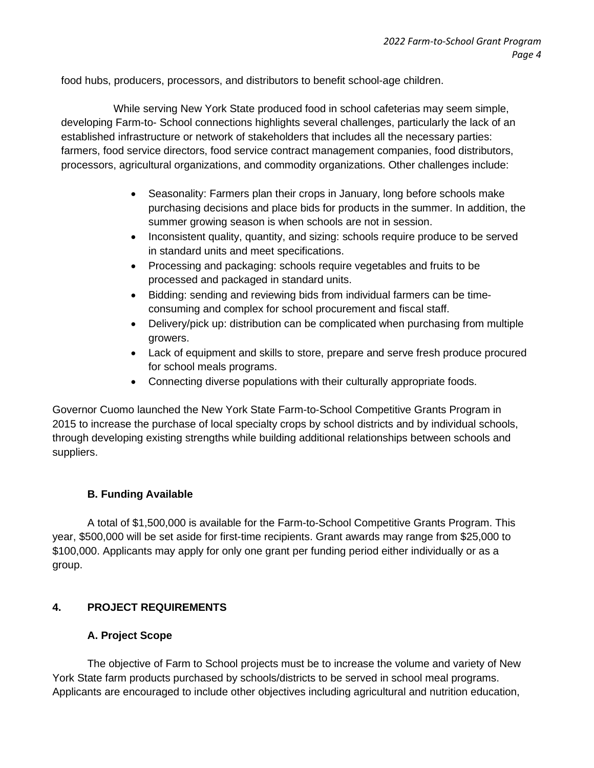food hubs, producers, processors, and distributors to benefit school-age children.

While serving New York State produced food in school cafeterias may seem simple, developing Farm-to- School connections highlights several challenges, particularly the lack of an established infrastructure or network of stakeholders that includes all the necessary parties: farmers, food service directors, food service contract management companies, food distributors, processors, agricultural organizations, and commodity organizations. Other challenges include:

- Seasonality: Farmers plan their crops in January, long before schools make purchasing decisions and place bids for products in the summer. In addition, the summer growing season is when schools are not in session.
- Inconsistent quality, quantity, and sizing: schools require produce to be served in standard units and meet specifications.
- Processing and packaging: schools require vegetables and fruits to be processed and packaged in standard units.
- Bidding: sending and reviewing bids from individual farmers can be time-consuming and complex for school procurement and fiscal staff.
- Delivery/pick up: distribution can be complicated when purchasing from multiple growers.
- Lack of equipment and skills to store, prepare and serve fresh produce procured for school meals programs.
- Connecting diverse populations with their culturally appropriate foods.

Governor Cuomo launched the New York State Farm-to-School Competitive Grants Program in 2015 to increase the purchase of local specialty crops by school districts and by individual schools, through developing existing strengths while building additional relationships between schools and suppliers.

### B. Funding Available

A total of $1,500,000 is available for the Farm-to-School Competitive Grants Program. This year, $500,000 will be set aside for first-time recipients. Grant awards may range from $25,000 to $100,000. Applicants may apply for only one grant per funding period either individually or as a group.

## 4. PROJECT REQUIREMENTS

### A. Project Scope

The objective of Farm to School projects must be to increase the volume and variety of New York State farm products purchased by schools/districts to be served in school meal programs. Applicants are encouraged to include other objectives including agricultural and nutrition education,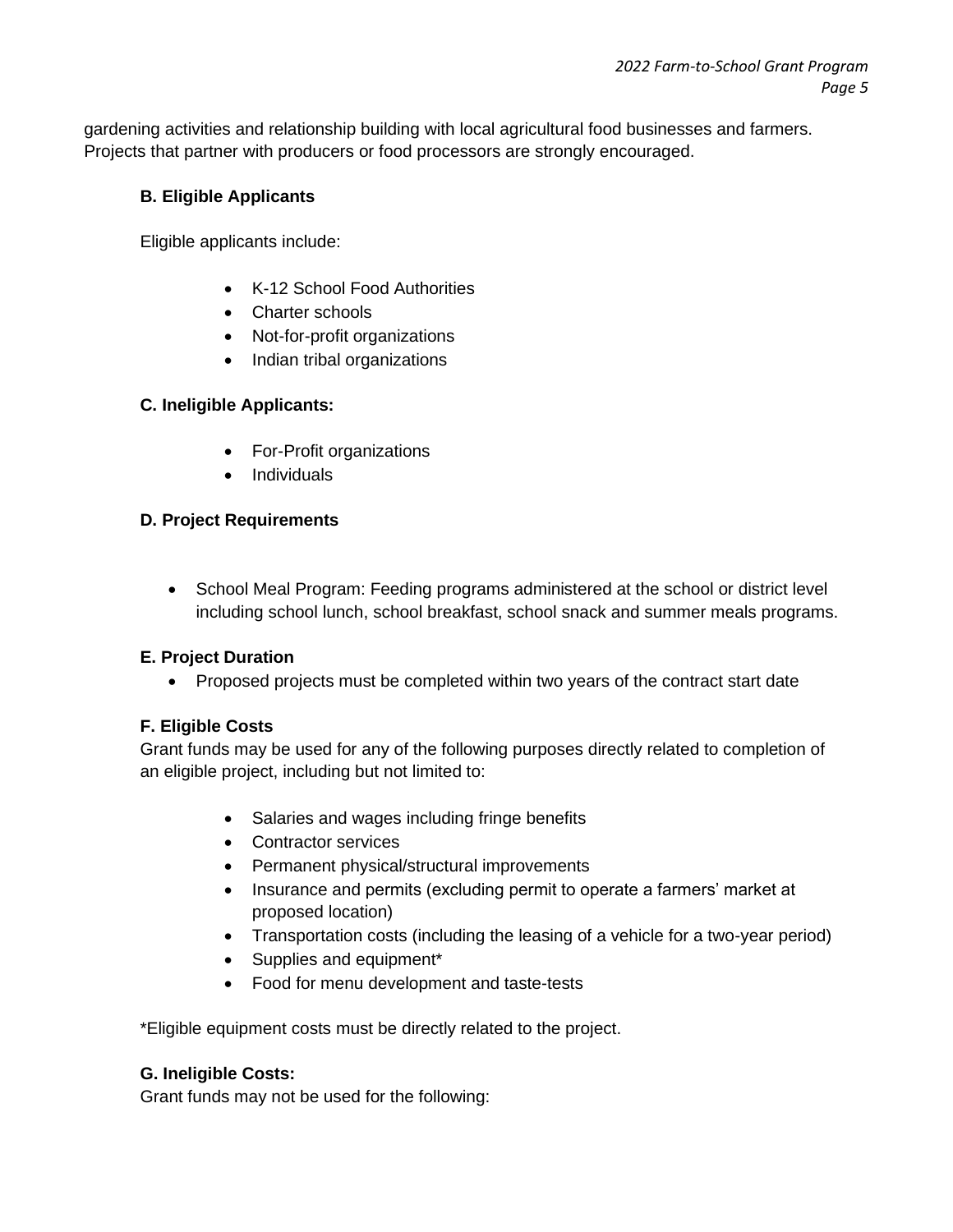gardening activities and relationship building with local agricultural food businesses and farmers. Projects that partner with producers or food processors are strongly encouraged.

### B. Eligible Applicants

Eligible applicants include:

- K-12 School Food Authorities
- Charter schools
- Not-for-profit organizations
- Indian tribal organizations

### C. Ineligible Applicants:

- For-Profit organizations
- Individuals

### D. Project Requirements

- School Meal Program: Feeding programs administered at the school or district level including school lunch, school breakfast, school snack and summer meals programs.

### E. Project Duration

- Proposed projects must be completed within two years of the contract start date

### F. Eligible Costs

Grant funds may be used for any of the following purposes directly related to completion of an eligible project, including but not limited to:

- Salaries and wages including fringe benefits
- Contractor services
- Permanent physical/structural improvements
- Insurance and permits (excluding permit to operate a farmers' market at proposed location)
- Transportation costs (including the leasing of a vehicle for a two-year period)
- Supplies and equipment*
- Food for menu development and taste-tests

*Eligible equipment costs must be directly related to the project.

### G. Ineligible Costs:

Grant funds may not be used for the following: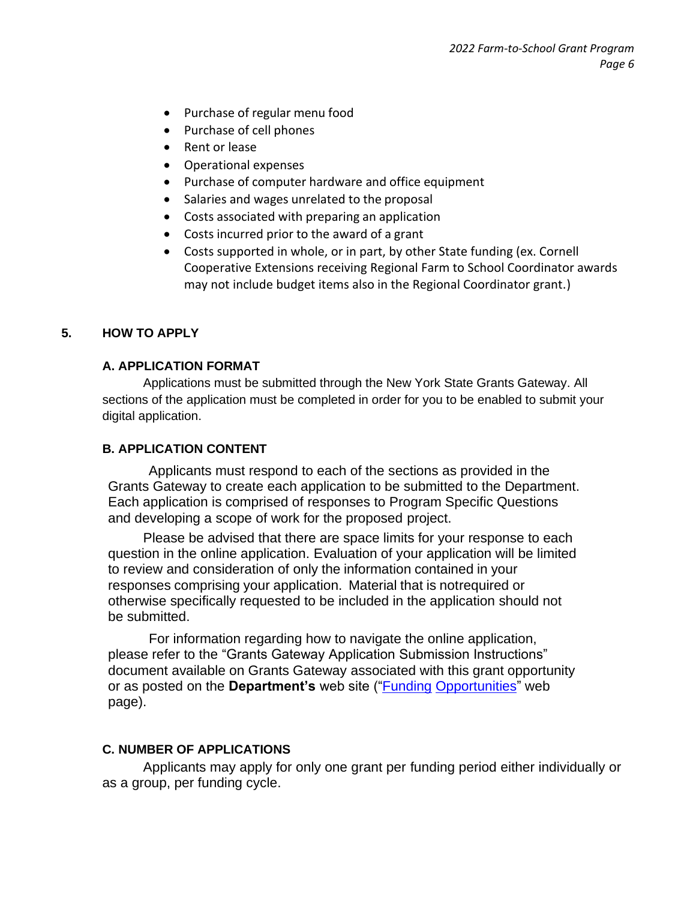- Purchase of regular menu food
- Purchase of cell phones
- Rent or lease
- Operational expenses
- Purchase of computer hardware and office equipment
- Salaries and wages unrelated to the proposal
- Costs associated with preparing an application
- Costs incurred prior to the award of a grant
- Costs supported in whole, or in part, by other State funding (ex. Cornell Cooperative Extensions receiving Regional Farm to School Coordinator awards may not include budget items also in the Regional Coordinator grant.)

## 5. HOW TO APPLY

### A. APPLICATION FORMAT

Applications must be submitted through the New York State Grants Gateway. All sections of the application must be completed in order for you to be enabled to submit your digital application.

### B. APPLICATION CONTENT

Applicants must respond to each of the sections as provided in the Grants Gateway to create each application to be submitted to the Department. Each application is comprised of responses to Program Specific Questions and developing a scope of work for the proposed project.

Please be advised that there are space limits for your response to each question in the online application. Evaluation of your application will be limited to review and consideration of only the information contained in your responses comprising your application. Material that is notrequired or otherwise specifically requested to be included in the application should not be submitted.

For information regarding how to navigate the online application, please refer to the "Grants Gateway Application Submission Instructions" document available on Grants Gateway associated with this grant opportunity or as posted on the **Department's** web site ("Funding Opportunities" web page).

### C. NUMBER OF APPLICATIONS

Applicants may apply for only one grant per funding period either individually or as a group, per funding cycle.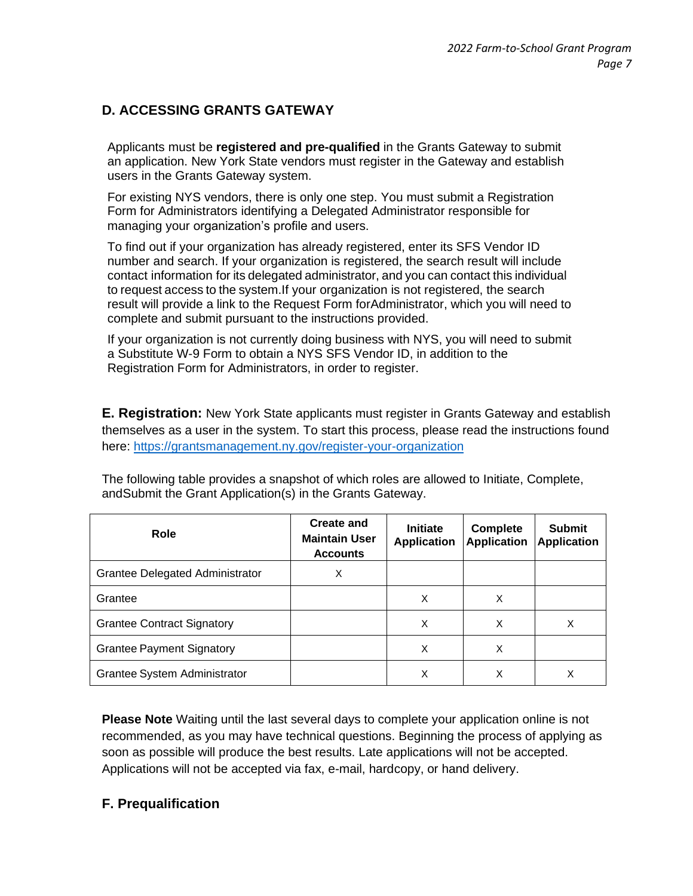## D. ACCESSING GRANTS GATEWAY

Applicants must be **registered and pre-qualified** in the Grants Gateway to submit an application. New York State vendors must register in the Gateway and establish users in the Grants Gateway system.

For existing NYS vendors, there is only one step. You must submit a Registration Form for Administrators identifying a Delegated Administrator responsible for managing your organization's profile and users.

To find out if your organization has already registered, enter its SFS Vendor ID number and search. If your organization is registered, the search result will include contact information for its delegated administrator, and you can contact this individual to request access to the system.If your organization is not registered, the search result will provide a link to the Request Form forAdministrator, which you will need to complete and submit pursuant to the instructions provided.

If your organization is not currently doing business with NYS, you will need to submit a Substitute W-9 Form to obtain a NYS SFS Vendor ID, in addition to the Registration Form for Administrators, in order to register.

**E. Registration:** New York State applicants must register in Grants Gateway and establish themselves as a user in the system. To start this process, please read the instructions found here: https://grantsmanagement.ny.gov/register-your-organization

The following table provides a snapshot of which roles are allowed to Initiate, Complete, andSubmit the Grant Application(s) in the Grants Gateway.

| Role | Create and Maintain User Accounts | Initiate Application | Complete Application | Submit Application |
|---|---|---|---|---|
| Grantee Delegated Administrator | X | | | |
| Grantee | | X | X | |
| Grantee Contract Signatory | | X | X | X |
| Grantee Payment Signatory | | X | X | |
| Grantee System Administrator | | X | X | X |

**Please Note** Waiting until the last several days to complete your application online is not recommended, as you may have technical questions. Beginning the process of applying as soon as possible will produce the best results. Late applications will not be accepted. Applications will not be accepted via fax, e-mail, hardcopy, or hand delivery.

## F. Prequalification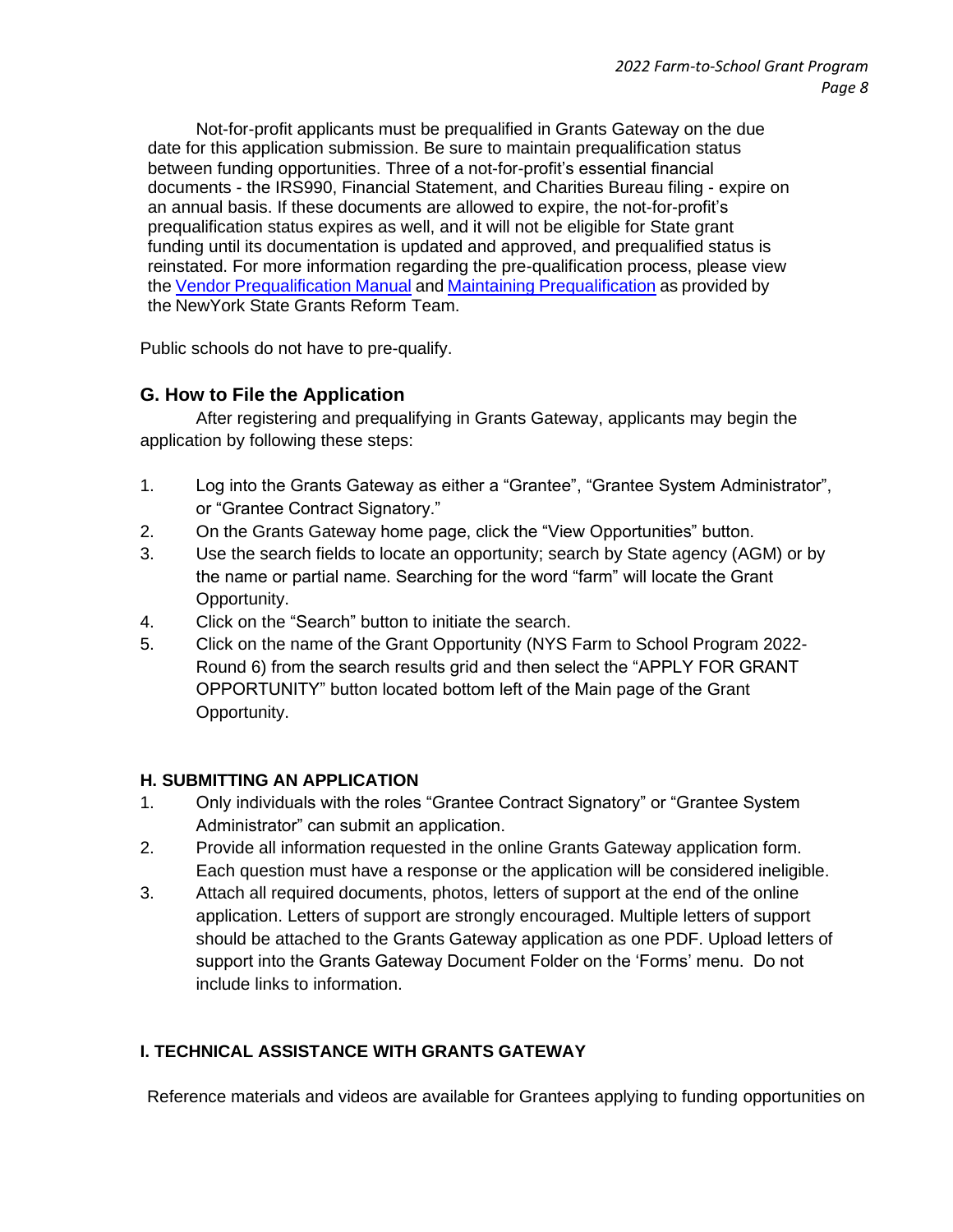Not-for-profit applicants must be prequalified in Grants Gateway on the due date for this application submission. Be sure to maintain prequalification status between funding opportunities. Three of a not-for-profit's essential financial documents - the IRS990, Financial Statement, and Charities Bureau filing - expire on an annual basis. If these documents are allowed to expire, the not-for-profit's prequalification status expires as well, and it will not be eligible for State grant funding until its documentation is updated and approved, and prequalified status is reinstated. For more information regarding the pre-qualification process, please view the Vendor Prequalification Manual and Maintaining Prequalification as provided by the NewYork State Grants Reform Team.

Public schools do not have to pre-qualify.

## G. How to File the Application

After registering and prequalifying in Grants Gateway, applicants may begin the application by following these steps:

1. Log into the Grants Gateway as either a "Grantee", "Grantee System Administrator", or "Grantee Contract Signatory."
2. On the Grants Gateway home page, click the "View Opportunities" button.
3. Use the search fields to locate an opportunity; search by State agency (AGM) or by the name or partial name. Searching for the word "farm" will locate the Grant Opportunity.
4. Click on the "Search" button to initiate the search.
5. Click on the name of the Grant Opportunity (NYS Farm to School Program 2022-Round 6) from the search results grid and then select the "APPLY FOR GRANT OPPORTUNITY" button located bottom left of the Main page of the Grant Opportunity.

## H. SUBMITTING AN APPLICATION

1. Only individuals with the roles "Grantee Contract Signatory" or "Grantee System Administrator" can submit an application.
2. Provide all information requested in the online Grants Gateway application form. Each question must have a response or the application will be considered ineligible.
3. Attach all required documents, photos, letters of support at the end of the online application. Letters of support are strongly encouraged. Multiple letters of support should be attached to the Grants Gateway application as one PDF. Upload letters of support into the Grants Gateway Document Folder on the 'Forms' menu. Do not include links to information.

## I. TECHNICAL ASSISTANCE WITH GRANTS GATEWAY

Reference materials and videos are available for Grantees applying to funding opportunities on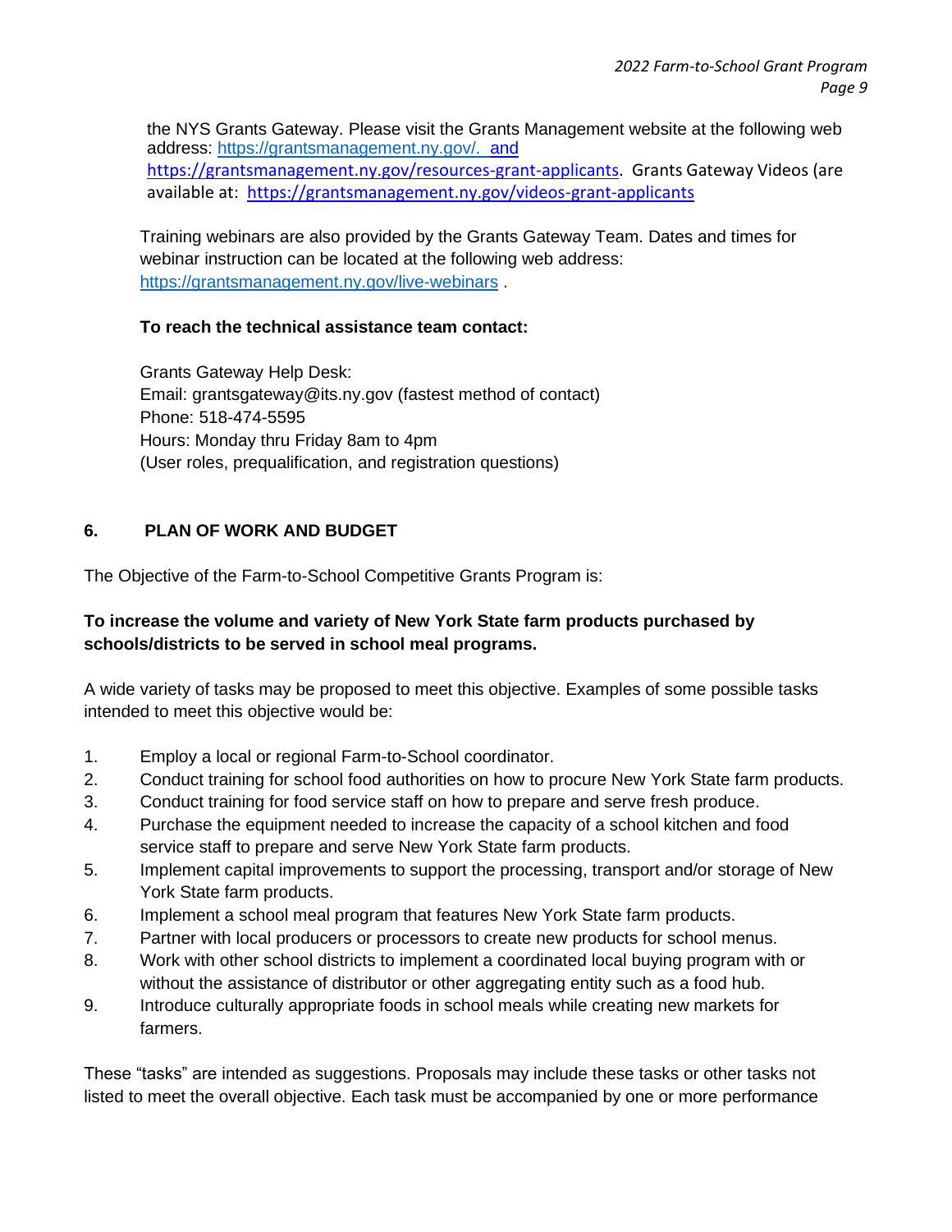the NYS Grants Gateway. Please visit the Grants Management website at the following web address: https://grantsmanagement.ny.gov/. and https://grantsmanagement.ny.gov/resources-grant-applicants. Grants Gateway Videos (are available at: https://grantsmanagement.ny.gov/videos-grant-applicants

Training webinars are also provided by the Grants Gateway Team. Dates and times for webinar instruction can be located at the following web address: https://grantsmanagement.ny.gov/live-webinars .

**To reach the technical assistance team contact:**

Grants Gateway Help Desk:
Email: grantsgateway@its.ny.gov (fastest method of contact)
Phone: 518-474-5595
Hours: Monday thru Friday 8am to 4pm
(User roles, prequalification, and registration questions)

## 6. PLAN OF WORK AND BUDGET

The Objective of the Farm-to-School Competitive Grants Program is:

**To increase the volume and variety of New York State farm products purchased by schools/districts to be served in school meal programs.**

A wide variety of tasks may be proposed to meet this objective. Examples of some possible tasks intended to meet this objective would be:

1. Employ a local or regional Farm-to-School coordinator.
2. Conduct training for school food authorities on how to procure New York State farm products.
3. Conduct training for food service staff on how to prepare and serve fresh produce.
4. Purchase the equipment needed to increase the capacity of a school kitchen and food service staff to prepare and serve New York State farm products.
5. Implement capital improvements to support the processing, transport and/or storage of New York State farm products.
6. Implement a school meal program that features New York State farm products.
7. Partner with local producers or processors to create new products for school menus.
8. Work with other school districts to implement a coordinated local buying program with or without the assistance of distributor or other aggregating entity such as a food hub.
9. Introduce culturally appropriate foods in school meals while creating new markets for farmers.

These "tasks" are intended as suggestions. Proposals may include these tasks or other tasks not listed to meet the overall objective. Each task must be accompanied by one or more performance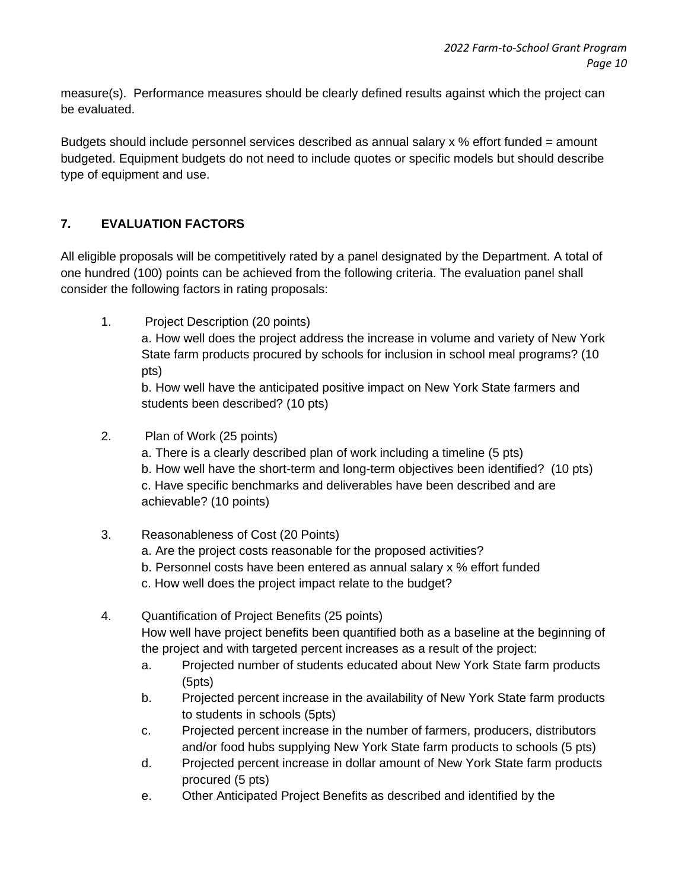measure(s). Performance measures should be clearly defined results against which the project can be evaluated.

Budgets should include personnel services described as annual salary x % effort funded = amount budgeted. Equipment budgets do not need to include quotes or specific models but should describe type of equipment and use.

## 7. EVALUATION FACTORS

All eligible proposals will be competitively rated by a panel designated by the Department. A total of one hundred (100) points can be achieved from the following criteria. The evaluation panel shall consider the following factors in rating proposals:

1. Project Description (20 points)
   a. How well does the project address the increase in volume and variety of New York State farm products procured by schools for inclusion in school meal programs? (10 pts)
   b. How well have the anticipated positive impact on New York State farmers and students been described? (10 pts)

2. Plan of Work (25 points)
   a. There is a clearly described plan of work including a timeline (5 pts)
   b. How well have the short-term and long-term objectives been identified? (10 pts)
   c. Have specific benchmarks and deliverables have been described and are achievable? (10 points)

3. Reasonableness of Cost (20 Points)
   a. Are the project costs reasonable for the proposed activities?
   b. Personnel costs have been entered as annual salary x % effort funded
   c. How well does the project impact relate to the budget?

4. Quantification of Project Benefits (25 points)
   How well have project benefits been quantified both as a baseline at the beginning of the project and with targeted percent increases as a result of the project:
   a. Projected number of students educated about New York State farm products (5pts)
   b. Projected percent increase in the availability of New York State farm products to students in schools (5pts)
   c. Projected percent increase in the number of farmers, producers, distributors and/or food hubs supplying New York State farm products to schools (5 pts)
   d. Projected percent increase in dollar amount of New York State farm products procured (5 pts)
   e. Other Anticipated Project Benefits as described and identified by the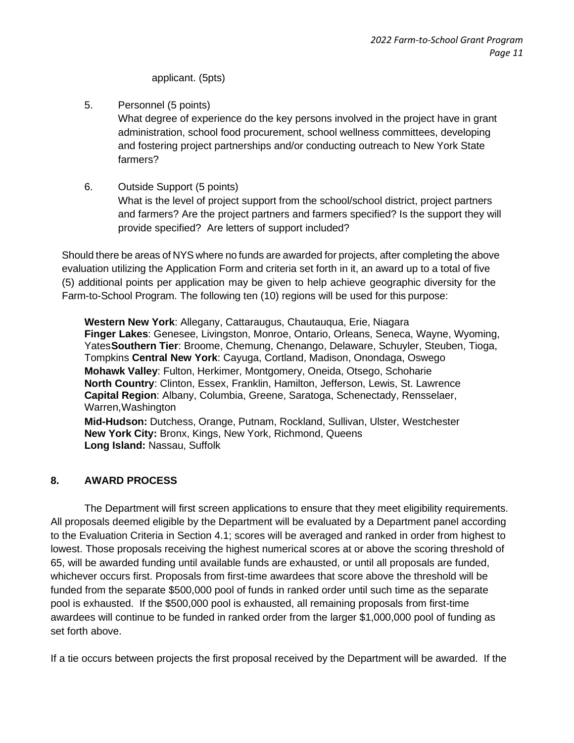applicant. (5pts)

5. Personnel (5 points)
   What degree of experience do the key persons involved in the project have in grant administration, school food procurement, school wellness committees, developing and fostering project partnerships and/or conducting outreach to New York State farmers?

6. Outside Support (5 points)
   What is the level of project support from the school/school district, project partners and farmers? Are the project partners and farmers specified? Is the support they will provide specified? Are letters of support included?

Should there be areas of NYS where no funds are awarded for projects, after completing the above evaluation utilizing the Application Form and criteria set forth in it, an award up to a total of five (5) additional points per application may be given to help achieve geographic diversity for the Farm-to-School Program. The following ten (10) regions will be used for this purpose:

**Western New York**: Allegany, Cattaraugus, Chautauqua, Erie, Niagara
**Finger Lakes**: Genesee, Livingston, Monroe, Ontario, Orleans, Seneca, Wayne, Wyoming, Yates
**Southern Tier**: Broome, Chemung, Chenango, Delaware, Schuyler, Steuben, Tioga, Tompkins
**Central New York**: Cayuga, Cortland, Madison, Onondaga, Oswego
**Mohawk Valley**: Fulton, Herkimer, Montgomery, Oneida, Otsego, Schoharie
**North Country**: Clinton, Essex, Franklin, Hamilton, Jefferson, Lewis, St. Lawrence
**Capital Region**: Albany, Columbia, Greene, Saratoga, Schenectady, Rensselaer, Warren, Washington
**Mid-Hudson:** Dutchess, Orange, Putnam, Rockland, Sullivan, Ulster, Westchester
**New York City:** Bronx, Kings, New York, Richmond, Queens
**Long Island:** Nassau, Suffolk

## 8. AWARD PROCESS

The Department will first screen applications to ensure that they meet eligibility requirements. All proposals deemed eligible by the Department will be evaluated by a Department panel according to the Evaluation Criteria in Section 4.1; scores will be averaged and ranked in order from highest to lowest. Those proposals receiving the highest numerical scores at or above the scoring threshold of 65, will be awarded funding until available funds are exhausted, or until all proposals are funded, whichever occurs first. Proposals from first-time awardees that score above the threshold will be funded from the separate $500,000 pool of funds in ranked order until such time as the separate pool is exhausted. If the $500,000 pool is exhausted, all remaining proposals from first-time awardees will continue to be funded in ranked order from the larger $1,000,000 pool of funding as set forth above.

If a tie occurs between projects the first proposal received by the Department will be awarded. If the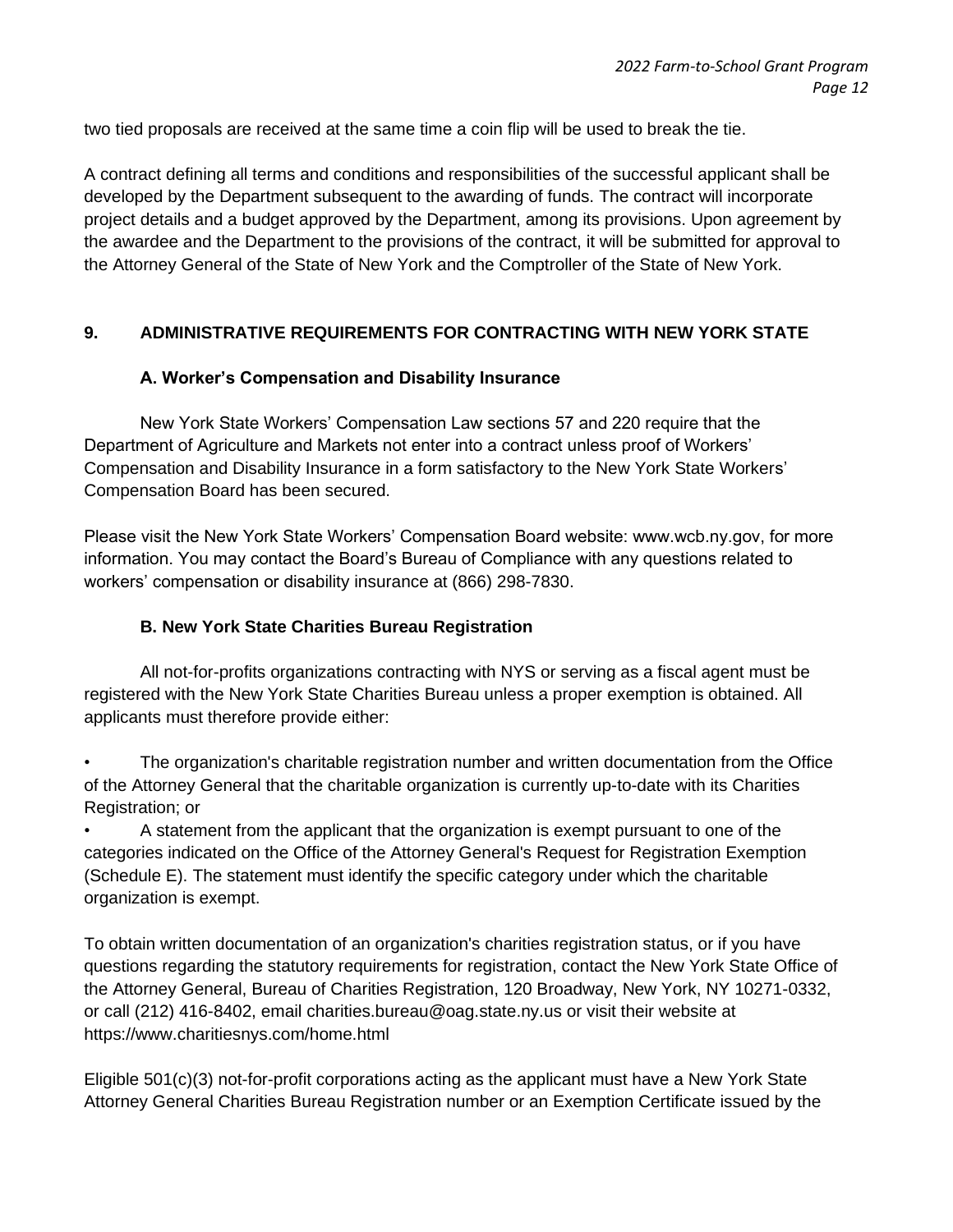two tied proposals are received at the same time a coin flip will be used to break the tie.

A contract defining all terms and conditions and responsibilities of the successful applicant shall be developed by the Department subsequent to the awarding of funds. The contract will incorporate project details and a budget approved by the Department, among its provisions. Upon agreement by the awardee and the Department to the provisions of the contract, it will be submitted for approval to the Attorney General of the State of New York and the Comptroller of the State of New York.

## 9. ADMINISTRATIVE REQUIREMENTS FOR CONTRACTING WITH NEW YORK STATE

### A. Worker's Compensation and Disability Insurance

New York State Workers' Compensation Law sections 57 and 220 require that the Department of Agriculture and Markets not enter into a contract unless proof of Workers' Compensation and Disability Insurance in a form satisfactory to the New York State Workers' Compensation Board has been secured.

Please visit the New York State Workers' Compensation Board website: www.wcb.ny.gov, for more information. You may contact the Board's Bureau of Compliance with any questions related to workers' compensation or disability insurance at (866) 298-7830.

### B. New York State Charities Bureau Registration

All not-for-profits organizations contracting with NYS or serving as a fiscal agent must be registered with the New York State Charities Bureau unless a proper exemption is obtained. All applicants must therefore provide either:

- The organization's charitable registration number and written documentation from the Office of the Attorney General that the charitable organization is currently up-to-date with its Charities Registration; or
- A statement from the applicant that the organization is exempt pursuant to one of the categories indicated on the Office of the Attorney General's Request for Registration Exemption (Schedule E). The statement must identify the specific category under which the charitable organization is exempt.

To obtain written documentation of an organization's charities registration status, or if you have questions regarding the statutory requirements for registration, contact the New York State Office of the Attorney General, Bureau of Charities Registration, 120 Broadway, New York, NY 10271-0332, or call (212) 416-8402, email charities.bureau@oag.state.ny.us or visit their website at https://www.charitiesnys.com/home.html

Eligible 501(c)(3) not-for-profit corporations acting as the applicant must have a New York State Attorney General Charities Bureau Registration number or an Exemption Certificate issued by the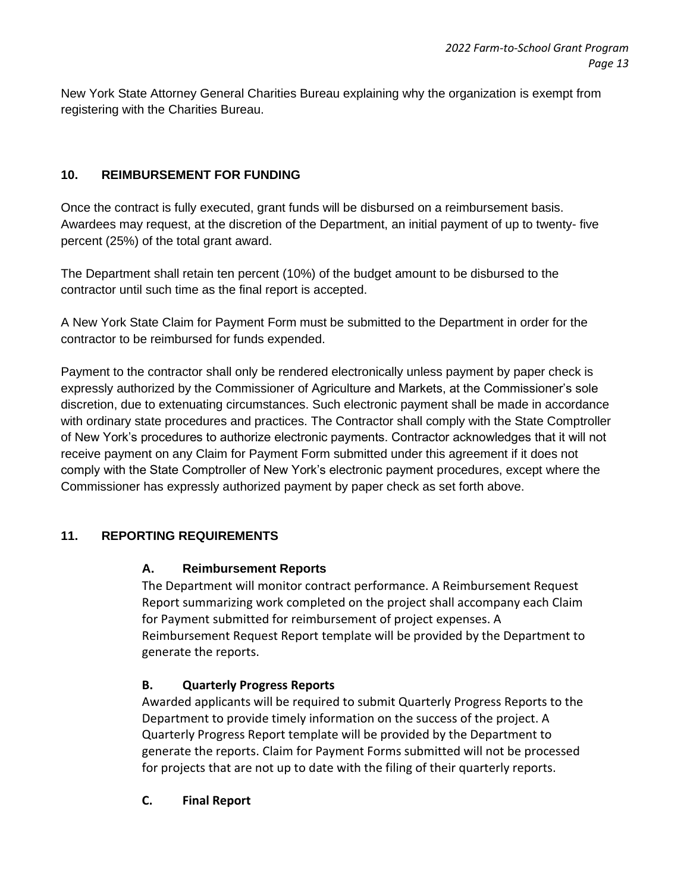New York State Attorney General Charities Bureau explaining why the organization is exempt from registering with the Charities Bureau.

## 10. REIMBURSEMENT FOR FUNDING

Once the contract is fully executed, grant funds will be disbursed on a reimbursement basis. Awardees may request, at the discretion of the Department, an initial payment of up to twenty- five percent (25%) of the total grant award.

The Department shall retain ten percent (10%) of the budget amount to be disbursed to the contractor until such time as the final report is accepted.

A New York State Claim for Payment Form must be submitted to the Department in order for the contractor to be reimbursed for funds expended.

Payment to the contractor shall only be rendered electronically unless payment by paper check is expressly authorized by the Commissioner of Agriculture and Markets, at the Commissioner's sole discretion, due to extenuating circumstances. Such electronic payment shall be made in accordance with ordinary state procedures and practices. The Contractor shall comply with the State Comptroller of New York's procedures to authorize electronic payments. Contractor acknowledges that it will not receive payment on any Claim for Payment Form submitted under this agreement if it does not comply with the State Comptroller of New York's electronic payment procedures, except where the Commissioner has expressly authorized payment by paper check as set forth above.

## 11. REPORTING REQUIREMENTS

### A. Reimbursement Reports

The Department will monitor contract performance. A Reimbursement Request Report summarizing work completed on the project shall accompany each Claim for Payment submitted for reimbursement of project expenses. A Reimbursement Request Report template will be provided by the Department to generate the reports.

### B. Quarterly Progress Reports

Awarded applicants will be required to submit Quarterly Progress Reports to the Department to provide timely information on the success of the project. A Quarterly Progress Report template will be provided by the Department to generate the reports. Claim for Payment Forms submitted will not be processed for projects that are not up to date with the filing of their quarterly reports.

### C. Final Report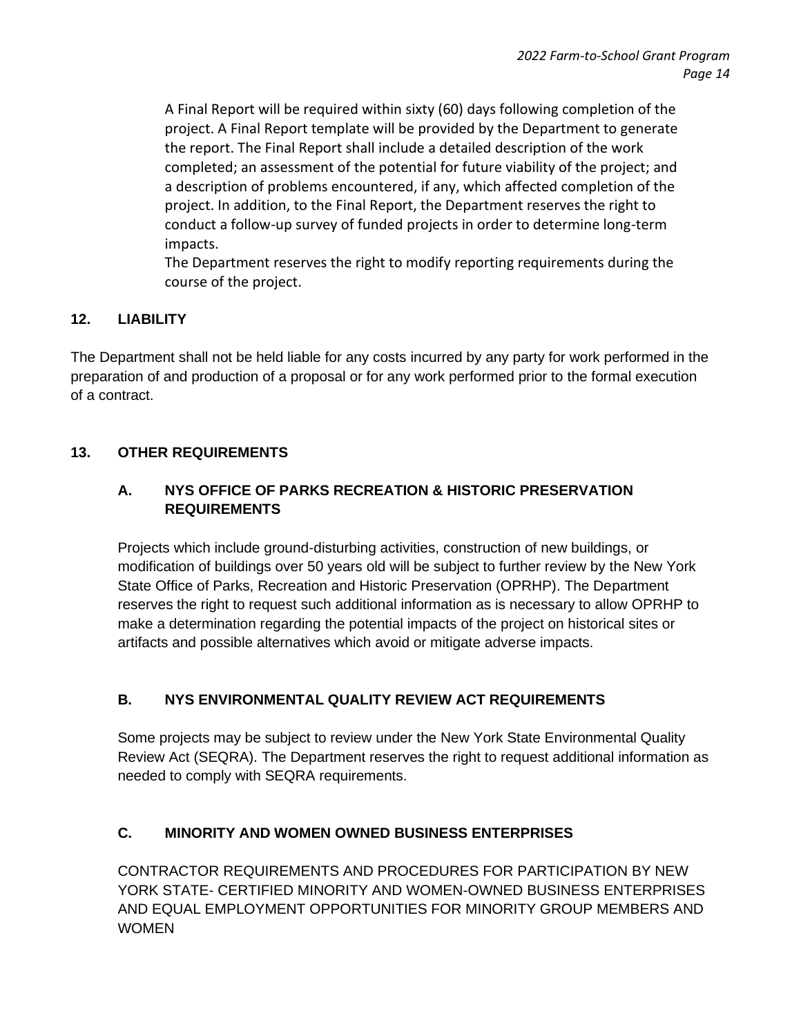A Final Report will be required within sixty (60) days following completion of the project. A Final Report template will be provided by the Department to generate the report. The Final Report shall include a detailed description of the work completed; an assessment of the potential for future viability of the project; and a description of problems encountered, if any, which affected completion of the project. In addition, to the Final Report, the Department reserves the right to conduct a follow-up survey of funded projects in order to determine long-term impacts.

The Department reserves the right to modify reporting requirements during the course of the project.

## 12. LIABILITY

The Department shall not be held liable for any costs incurred by any party for work performed in the preparation of and production of a proposal or for any work performed prior to the formal execution of a contract.

## 13. OTHER REQUIREMENTS

### A. NYS OFFICE OF PARKS RECREATION & HISTORIC PRESERVATION REQUIREMENTS

Projects which include ground-disturbing activities, construction of new buildings, or modification of buildings over 50 years old will be subject to further review by the New York State Office of Parks, Recreation and Historic Preservation (OPRHP). The Department reserves the right to request such additional information as is necessary to allow OPRHP to make a determination regarding the potential impacts of the project on historical sites or artifacts and possible alternatives which avoid or mitigate adverse impacts.

### B. NYS ENVIRONMENTAL QUALITY REVIEW ACT REQUIREMENTS

Some projects may be subject to review under the New York State Environmental Quality Review Act (SEQRA). The Department reserves the right to request additional information as needed to comply with SEQRA requirements.

### C. MINORITY AND WOMEN OWNED BUSINESS ENTERPRISES

CONTRACTOR REQUIREMENTS AND PROCEDURES FOR PARTICIPATION BY NEW YORK STATE- CERTIFIED MINORITY AND WOMEN-OWNED BUSINESS ENTERPRISES AND EQUAL EMPLOYMENT OPPORTUNITIES FOR MINORITY GROUP MEMBERS AND WOMEN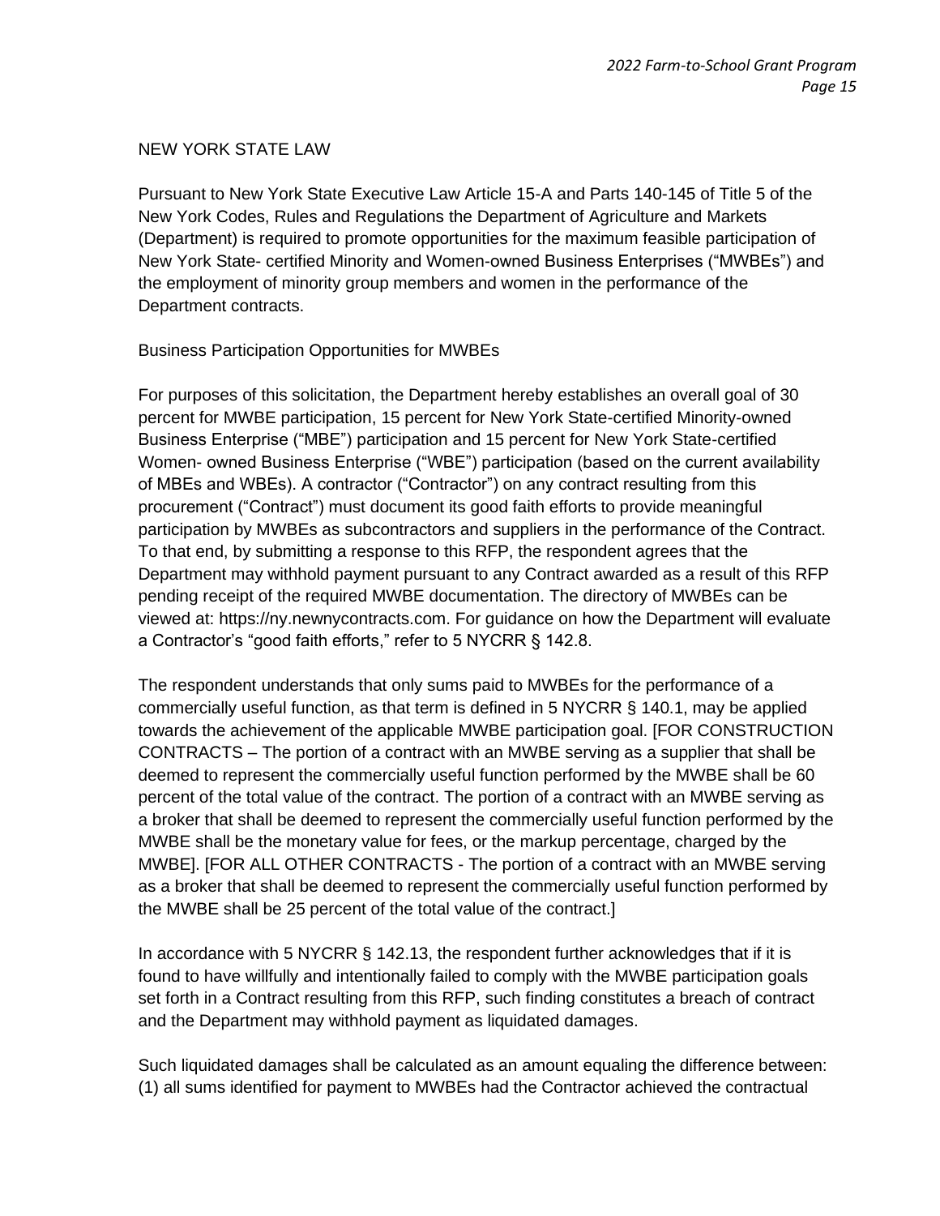## NEW YORK STATE LAW

Pursuant to New York State Executive Law Article 15-A and Parts 140-145 of Title 5 of the New York Codes, Rules and Regulations the Department of Agriculture and Markets (Department) is required to promote opportunities for the maximum feasible participation of New York State- certified Minority and Women-owned Business Enterprises ("MWBEs") and the employment of minority group members and women in the performance of the Department contracts.

### Business Participation Opportunities for MWBEs

For purposes of this solicitation, the Department hereby establishes an overall goal of 30 percent for MWBE participation, 15 percent for New York State-certified Minority-owned Business Enterprise ("MBE") participation and 15 percent for New York State-certified Women- owned Business Enterprise ("WBE") participation (based on the current availability of MBEs and WBEs). A contractor ("Contractor") on any contract resulting from this procurement ("Contract") must document its good faith efforts to provide meaningful participation by MWBEs as subcontractors and suppliers in the performance of the Contract. To that end, by submitting a response to this RFP, the respondent agrees that the Department may withhold payment pursuant to any Contract awarded as a result of this RFP pending receipt of the required MWBE documentation. The directory of MWBEs can be viewed at: https://ny.newnycontracts.com. For guidance on how the Department will evaluate a Contractor's "good faith efforts," refer to 5 NYCRR § 142.8.

The respondent understands that only sums paid to MWBEs for the performance of a commercially useful function, as that term is defined in 5 NYCRR § 140.1, may be applied towards the achievement of the applicable MWBE participation goal. [FOR CONSTRUCTION CONTRACTS – The portion of a contract with an MWBE serving as a supplier that shall be deemed to represent the commercially useful function performed by the MWBE shall be 60 percent of the total value of the contract. The portion of a contract with an MWBE serving as a broker that shall be deemed to represent the commercially useful function performed by the MWBE shall be the monetary value for fees, or the markup percentage, charged by the MWBE]. [FOR ALL OTHER CONTRACTS - The portion of a contract with an MWBE serving as a broker that shall be deemed to represent the commercially useful function performed by the MWBE shall be 25 percent of the total value of the contract.]

In accordance with 5 NYCRR § 142.13, the respondent further acknowledges that if it is found to have willfully and intentionally failed to comply with the MWBE participation goals set forth in a Contract resulting from this RFP, such finding constitutes a breach of contract and the Department may withhold payment as liquidated damages.

Such liquidated damages shall be calculated as an amount equaling the difference between: (1) all sums identified for payment to MWBEs had the Contractor achieved the contractual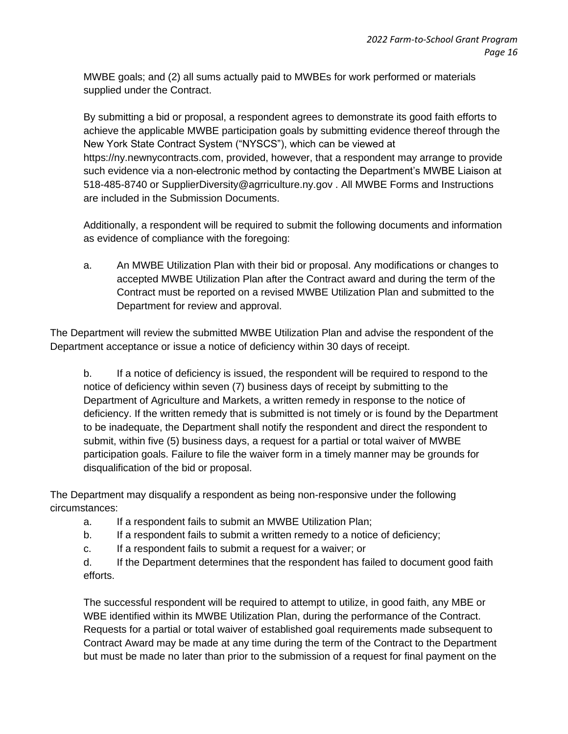MWBE goals; and (2) all sums actually paid to MWBEs for work performed or materials supplied under the Contract.

By submitting a bid or proposal, a respondent agrees to demonstrate its good faith efforts to achieve the applicable MWBE participation goals by submitting evidence thereof through the New York State Contract System ("NYSCS"), which can be viewed at https://ny.newnycontracts.com, provided, however, that a respondent may arrange to provide such evidence via a non-electronic method by contacting the Department's MWBE Liaison at 518-485-8740 or SupplierDiversity@agrriculture.ny.gov . All MWBE Forms and Instructions are included in the Submission Documents.

Additionally, a respondent will be required to submit the following documents and information as evidence of compliance with the foregoing:

a. An MWBE Utilization Plan with their bid or proposal. Any modifications or changes to accepted MWBE Utilization Plan after the Contract award and during the term of the Contract must be reported on a revised MWBE Utilization Plan and submitted to the Department for review and approval.

The Department will review the submitted MWBE Utilization Plan and advise the respondent of the Department acceptance or issue a notice of deficiency within 30 days of receipt.

b. If a notice of deficiency is issued, the respondent will be required to respond to the notice of deficiency within seven (7) business days of receipt by submitting to the Department of Agriculture and Markets, a written remedy in response to the notice of deficiency. If the written remedy that is submitted is not timely or is found by the Department to be inadequate, the Department shall notify the respondent and direct the respondent to submit, within five (5) business days, a request for a partial or total waiver of MWBE participation goals. Failure to file the waiver form in a timely manner may be grounds for disqualification of the bid or proposal.

The Department may disqualify a respondent as being non-responsive under the following circumstances:

a. If a respondent fails to submit an MWBE Utilization Plan;
b. If a respondent fails to submit a written remedy to a notice of deficiency;
c. If a respondent fails to submit a request for a waiver; or
d. If the Department determines that the respondent has failed to document good faith efforts.

The successful respondent will be required to attempt to utilize, in good faith, any MBE or WBE identified within its MWBE Utilization Plan, during the performance of the Contract. Requests for a partial or total waiver of established goal requirements made subsequent to Contract Award may be made at any time during the term of the Contract to the Department but must be made no later than prior to the submission of a request for final payment on the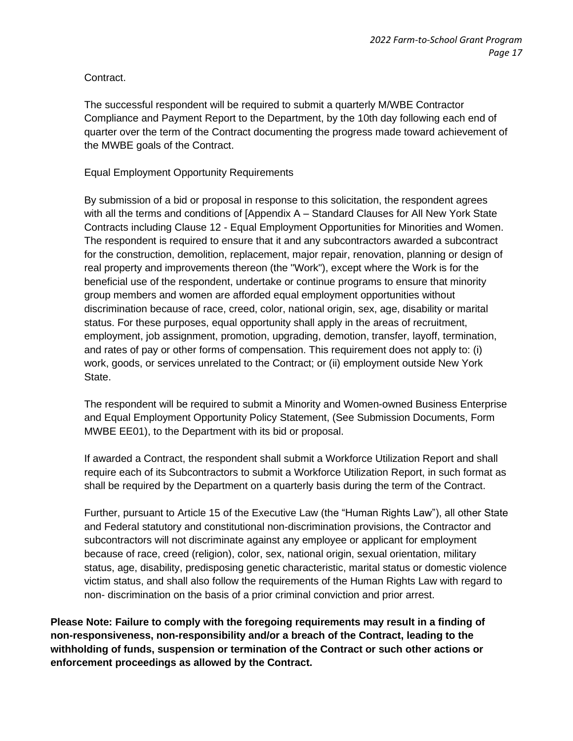Contract.

The successful respondent will be required to submit a quarterly M/WBE Contractor Compliance and Payment Report to the Department, by the 10th day following each end of quarter over the term of the Contract documenting the progress made toward achievement of the MWBE goals of the Contract.

Equal Employment Opportunity Requirements

By submission of a bid or proposal in response to this solicitation, the respondent agrees with all the terms and conditions of [Appendix A – Standard Clauses for All New York State Contracts including Clause 12 - Equal Employment Opportunities for Minorities and Women. The respondent is required to ensure that it and any subcontractors awarded a subcontract for the construction, demolition, replacement, major repair, renovation, planning or design of real property and improvements thereon (the "Work"), except where the Work is for the beneficial use of the respondent, undertake or continue programs to ensure that minority group members and women are afforded equal employment opportunities without discrimination because of race, creed, color, national origin, sex, age, disability or marital status. For these purposes, equal opportunity shall apply in the areas of recruitment, employment, job assignment, promotion, upgrading, demotion, transfer, layoff, termination, and rates of pay or other forms of compensation. This requirement does not apply to: (i) work, goods, or services unrelated to the Contract; or (ii) employment outside New York State.

The respondent will be required to submit a Minority and Women-owned Business Enterprise and Equal Employment Opportunity Policy Statement, (See Submission Documents, Form MWBE EE01), to the Department with its bid or proposal.

If awarded a Contract, the respondent shall submit a Workforce Utilization Report and shall require each of its Subcontractors to submit a Workforce Utilization Report, in such format as shall be required by the Department on a quarterly basis during the term of the Contract.

Further, pursuant to Article 15 of the Executive Law (the "Human Rights Law"), all other State and Federal statutory and constitutional non-discrimination provisions, the Contractor and subcontractors will not discriminate against any employee or applicant for employment because of race, creed (religion), color, sex, national origin, sexual orientation, military status, age, disability, predisposing genetic characteristic, marital status or domestic violence victim status, and shall also follow the requirements of the Human Rights Law with regard to non- discrimination on the basis of a prior criminal conviction and prior arrest.

**Please Note: Failure to comply with the foregoing requirements may result in a finding of non-responsiveness, non-responsibility and/or a breach of the Contract, leading to the withholding of funds, suspension or termination of the Contract or such other actions or enforcement proceedings as allowed by the Contract.**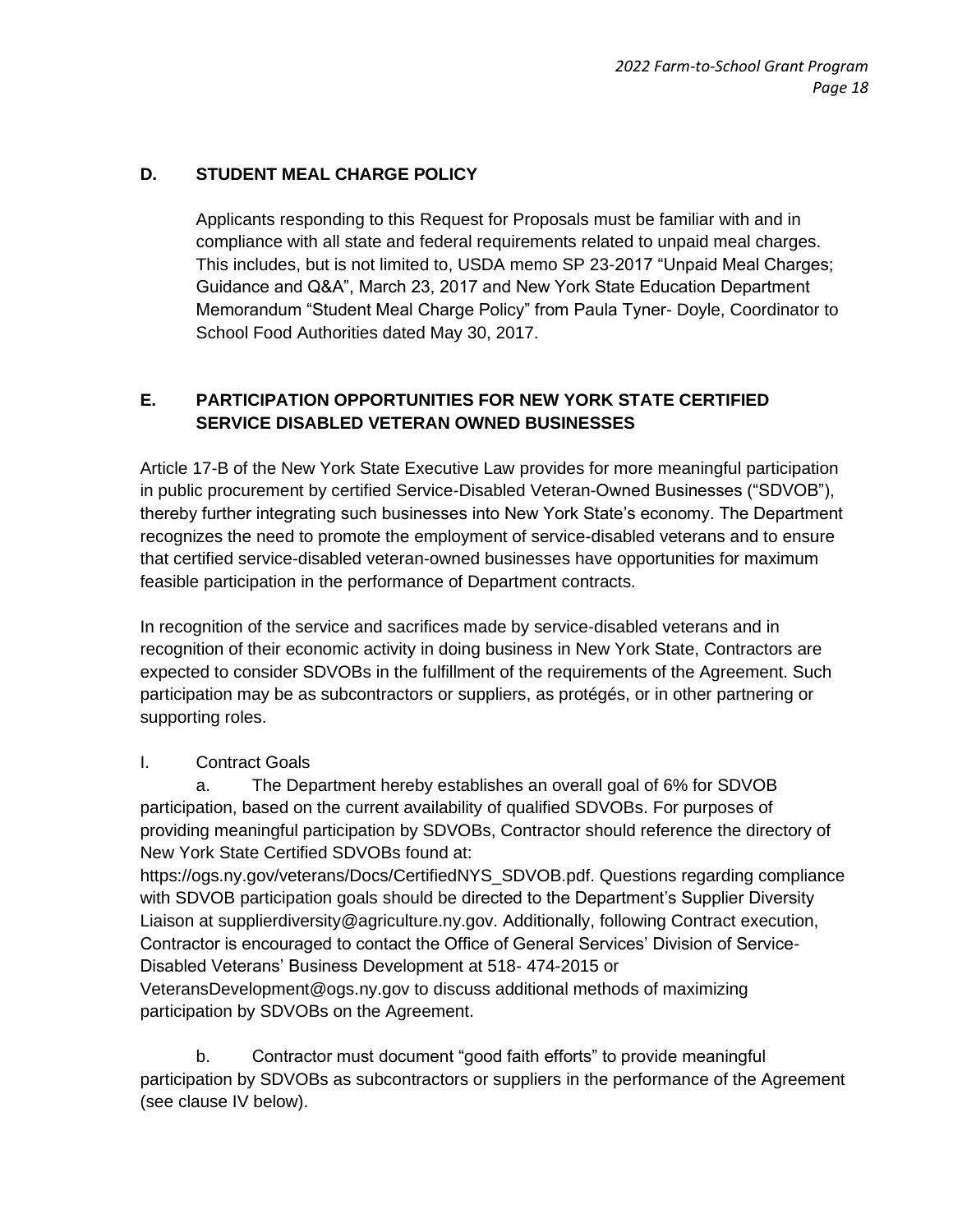## D. STUDENT MEAL CHARGE POLICY

Applicants responding to this Request for Proposals must be familiar with and in compliance with all state and federal requirements related to unpaid meal charges. This includes, but is not limited to, USDA memo SP 23-2017 “Unpaid Meal Charges; Guidance and Q&A”, March 23, 2017 and New York State Education Department Memorandum “Student Meal Charge Policy” from Paula Tyner- Doyle, Coordinator to School Food Authorities dated May 30, 2017.

## E. PARTICIPATION OPPORTUNITIES FOR NEW YORK STATE CERTIFIED SERVICE DISABLED VETERAN OWNED BUSINESSES

Article 17-B of the New York State Executive Law provides for more meaningful participation in public procurement by certified Service-Disabled Veteran-Owned Businesses (“SDVOB”), thereby further integrating such businesses into New York State’s economy. The Department recognizes the need to promote the employment of service-disabled veterans and to ensure that certified service-disabled veteran-owned businesses have opportunities for maximum feasible participation in the performance of Department contracts.

In recognition of the service and sacrifices made by service-disabled veterans and in recognition of their economic activity in doing business in New York State, Contractors are expected to consider SDVOBs in the fulfillment of the requirements of the Agreement. Such participation may be as subcontractors or suppliers, as protégés, or in other partnering or supporting roles.

I. Contract Goals

a. The Department hereby establishes an overall goal of 6% for SDVOB participation, based on the current availability of qualified SDVOBs. For purposes of providing meaningful participation by SDVOBs, Contractor should reference the directory of New York State Certified SDVOBs found at: https://ogs.ny.gov/veterans/Docs/CertifiedNYS_SDVOB.pdf. Questions regarding compliance with SDVOB participation goals should be directed to the Department’s Supplier Diversity Liaison at supplierdiversity@agriculture.ny.gov. Additionally, following Contract execution, Contractor is encouraged to contact the Office of General Services’ Division of Service-Disabled Veterans’ Business Development at 518- 474-2015 or VeteransDevelopment@ogs.ny.gov to discuss additional methods of maximizing participation by SDVOBs on the Agreement.

b. Contractor must document “good faith efforts” to provide meaningful participation by SDVOBs as subcontractors or suppliers in the performance of the Agreement (see clause IV below).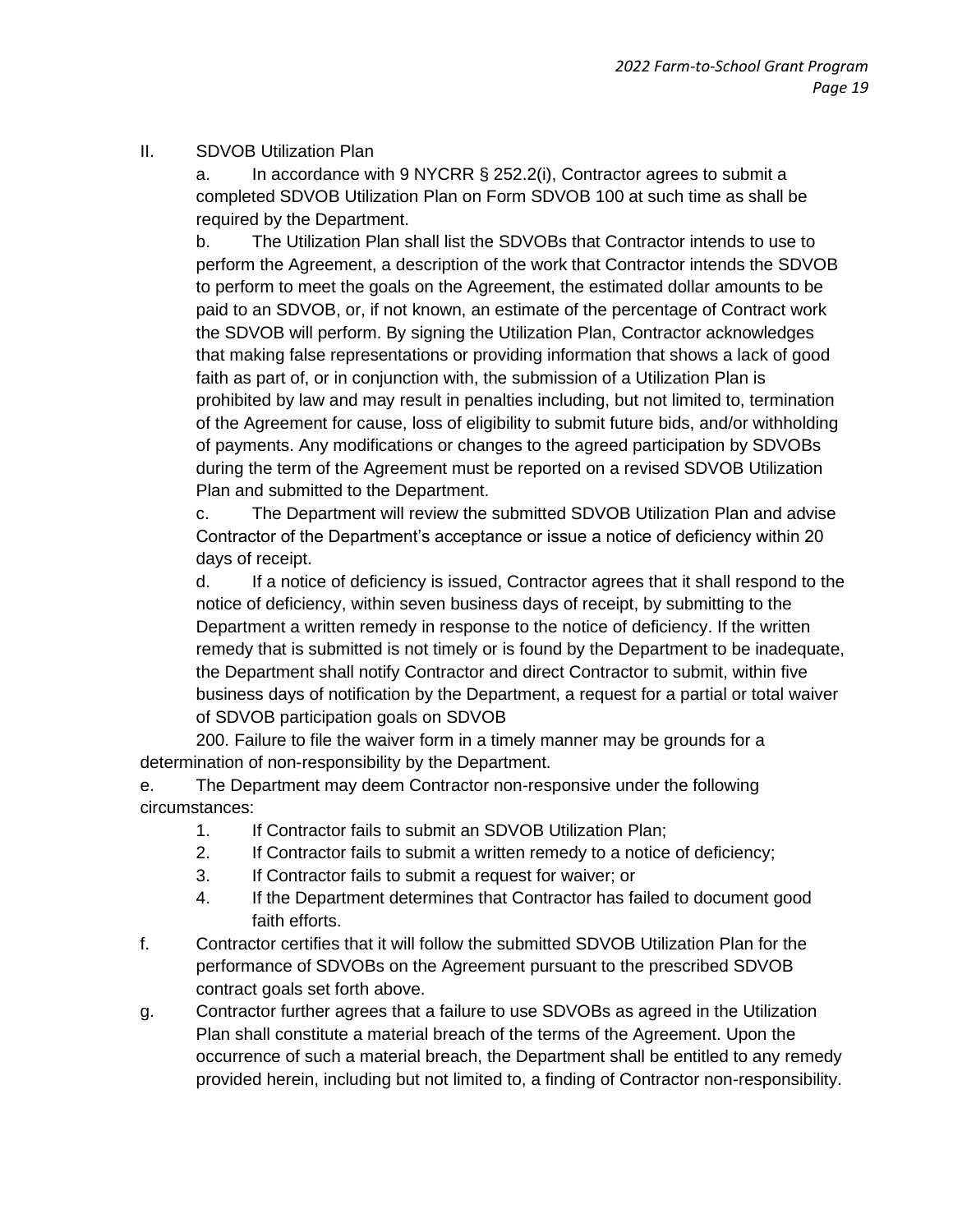II. SDVOB Utilization Plan

a. In accordance with 9 NYCRR § 252.2(i), Contractor agrees to submit a completed SDVOB Utilization Plan on Form SDVOB 100 at such time as shall be required by the Department.

b. The Utilization Plan shall list the SDVOBs that Contractor intends to use to perform the Agreement, a description of the work that Contractor intends the SDVOB to perform to meet the goals on the Agreement, the estimated dollar amounts to be paid to an SDVOB, or, if not known, an estimate of the percentage of Contract work the SDVOB will perform. By signing the Utilization Plan, Contractor acknowledges that making false representations or providing information that shows a lack of good faith as part of, or in conjunction with, the submission of a Utilization Plan is prohibited by law and may result in penalties including, but not limited to, termination of the Agreement for cause, loss of eligibility to submit future bids, and/or withholding of payments. Any modifications or changes to the agreed participation by SDVOBs during the term of the Agreement must be reported on a revised SDVOB Utilization Plan and submitted to the Department.

c. The Department will review the submitted SDVOB Utilization Plan and advise Contractor of the Department's acceptance or issue a notice of deficiency within 20 days of receipt.

d. If a notice of deficiency is issued, Contractor agrees that it shall respond to the notice of deficiency, within seven business days of receipt, by submitting to the Department a written remedy in response to the notice of deficiency. If the written remedy that is submitted is not timely or is found by the Department to be inadequate, the Department shall notify Contractor and direct Contractor to submit, within five business days of notification by the Department, a request for a partial or total waiver of SDVOB participation goals on SDVOB 200. Failure to file the waiver form in a timely manner may be grounds for a determination of non-responsibility by the Department.

e. The Department may deem Contractor non-responsive under the following circumstances:

1. If Contractor fails to submit an SDVOB Utilization Plan;
2. If Contractor fails to submit a written remedy to a notice of deficiency;
3. If Contractor fails to submit a request for waiver; or
4. If the Department determines that Contractor has failed to document good faith efforts.

f. Contractor certifies that it will follow the submitted SDVOB Utilization Plan for the performance of SDVOBs on the Agreement pursuant to the prescribed SDVOB contract goals set forth above.

g. Contractor further agrees that a failure to use SDVOBs as agreed in the Utilization Plan shall constitute a material breach of the terms of the Agreement. Upon the occurrence of such a material breach, the Department shall be entitled to any remedy provided herein, including but not limited to, a finding of Contractor non-responsibility.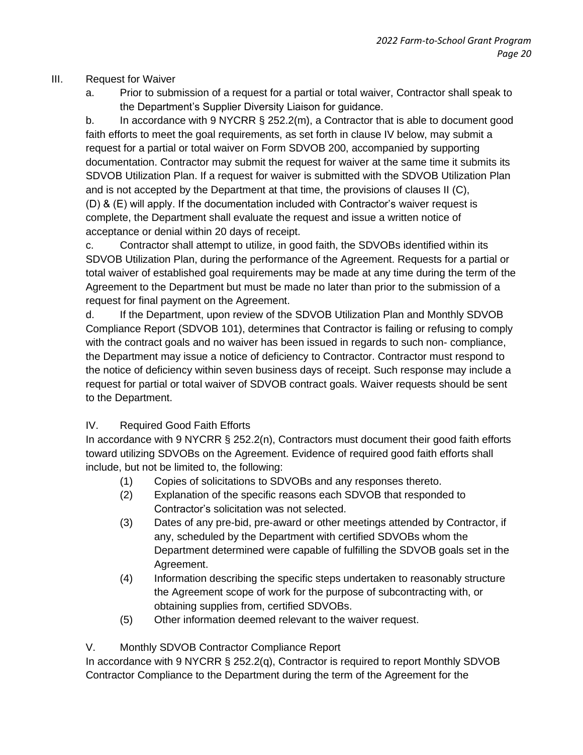III. Request for Waiver

a. Prior to submission of a request for a partial or total waiver, Contractor shall speak to the Department's Supplier Diversity Liaison for guidance.

b. In accordance with 9 NYCRR § 252.2(m), a Contractor that is able to document good faith efforts to meet the goal requirements, as set forth in clause IV below, may submit a request for a partial or total waiver on Form SDVOB 200, accompanied by supporting documentation. Contractor may submit the request for waiver at the same time it submits its SDVOB Utilization Plan. If a request for waiver is submitted with the SDVOB Utilization Plan and is not accepted by the Department at that time, the provisions of clauses II (C), (D) & (E) will apply. If the documentation included with Contractor's waiver request is complete, the Department shall evaluate the request and issue a written notice of acceptance or denial within 20 days of receipt.

c. Contractor shall attempt to utilize, in good faith, the SDVOBs identified within its SDVOB Utilization Plan, during the performance of the Agreement. Requests for a partial or total waiver of established goal requirements may be made at any time during the term of the Agreement to the Department but must be made no later than prior to the submission of a request for final payment on the Agreement.

d. If the Department, upon review of the SDVOB Utilization Plan and Monthly SDVOB Compliance Report (SDVOB 101), determines that Contractor is failing or refusing to comply with the contract goals and no waiver has been issued in regards to such non- compliance, the Department may issue a notice of deficiency to Contractor. Contractor must respond to the notice of deficiency within seven business days of receipt. Such response may include a request for partial or total waiver of SDVOB contract goals. Waiver requests should be sent to the Department.

IV. Required Good Faith Efforts

In accordance with 9 NYCRR § 252.2(n), Contractors must document their good faith efforts toward utilizing SDVOBs on the Agreement. Evidence of required good faith efforts shall include, but not be limited to, the following:

(1) Copies of solicitations to SDVOBs and any responses thereto.

(2) Explanation of the specific reasons each SDVOB that responded to Contractor's solicitation was not selected.

(3) Dates of any pre-bid, pre-award or other meetings attended by Contractor, if any, scheduled by the Department with certified SDVOBs whom the Department determined were capable of fulfilling the SDVOB goals set in the Agreement.

(4) Information describing the specific steps undertaken to reasonably structure the Agreement scope of work for the purpose of subcontracting with, or obtaining supplies from, certified SDVOBs.

(5) Other information deemed relevant to the waiver request.

V. Monthly SDVOB Contractor Compliance Report

In accordance with 9 NYCRR § 252.2(q), Contractor is required to report Monthly SDVOB Contractor Compliance to the Department during the term of the Agreement for the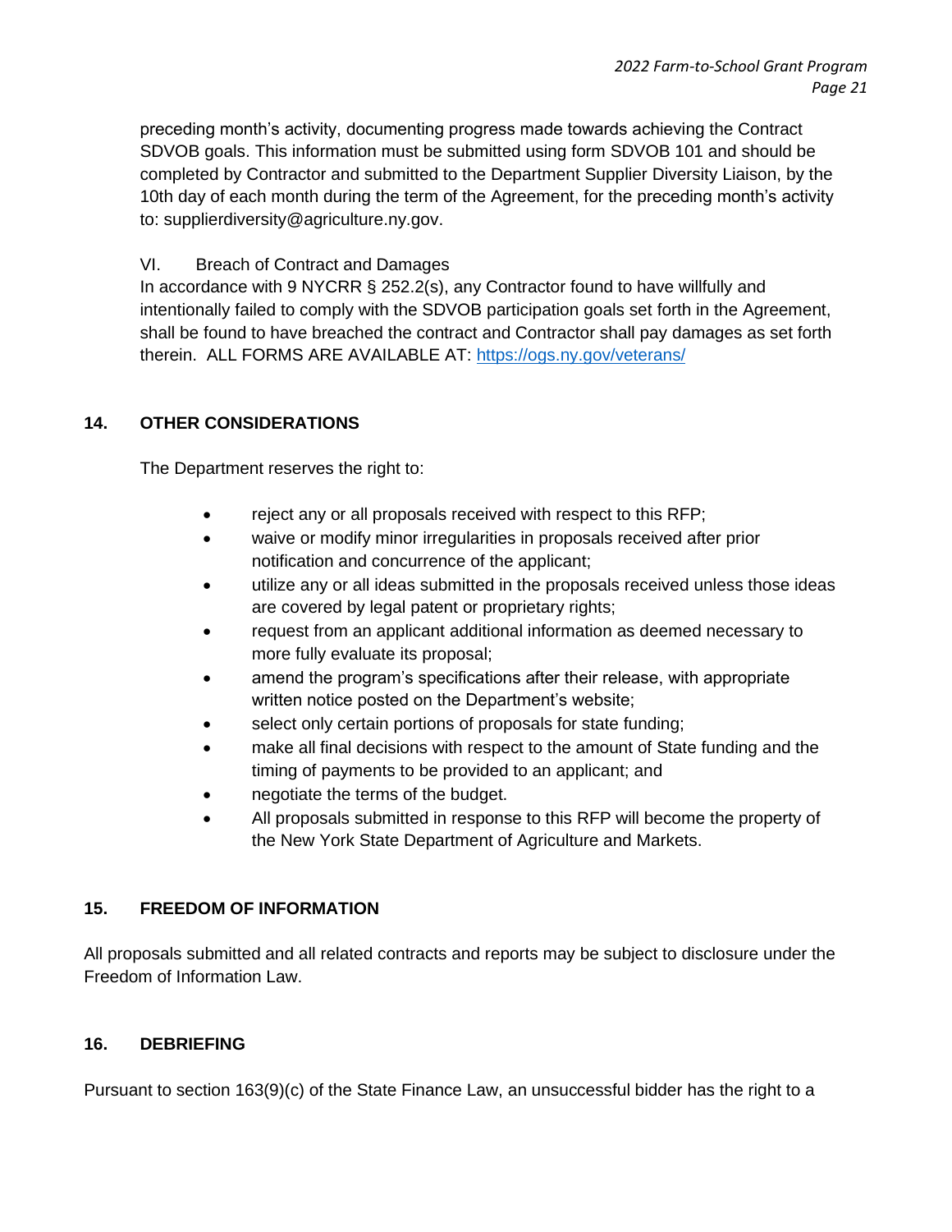preceding month's activity, documenting progress made towards achieving the Contract SDVOB goals. This information must be submitted using form SDVOB 101 and should be completed by Contractor and submitted to the Department Supplier Diversity Liaison, by the 10th day of each month during the term of the Agreement, for the preceding month's activity to: supplierdiversity@agriculture.ny.gov.

VI. Breach of Contract and Damages

In accordance with 9 NYCRR § 252.2(s), any Contractor found to have willfully and intentionally failed to comply with the SDVOB participation goals set forth in the Agreement, shall be found to have breached the contract and Contractor shall pay damages as set forth therein. ALL FORMS ARE AVAILABLE AT: [https://ogs.ny.gov/veterans/](https://ogs.ny.gov/veterans/)

## 14. OTHER CONSIDERATIONS

The Department reserves the right to:

- reject any or all proposals received with respect to this RFP;
- waive or modify minor irregularities in proposals received after prior notification and concurrence of the applicant;
- utilize any or all ideas submitted in the proposals received unless those ideas are covered by legal patent or proprietary rights;
- request from an applicant additional information as deemed necessary to more fully evaluate its proposal;
- amend the program's specifications after their release, with appropriate written notice posted on the Department's website;
- select only certain portions of proposals for state funding;
- make all final decisions with respect to the amount of State funding and the timing of payments to be provided to an applicant; and
- negotiate the terms of the budget.
- All proposals submitted in response to this RFP will become the property of the New York State Department of Agriculture and Markets.

## 15. FREEDOM OF INFORMATION

All proposals submitted and all related contracts and reports may be subject to disclosure under the Freedom of Information Law.

## 16. DEBRIEFING

Pursuant to section 163(9)(c) of the State Finance Law, an unsuccessful bidder has the right to a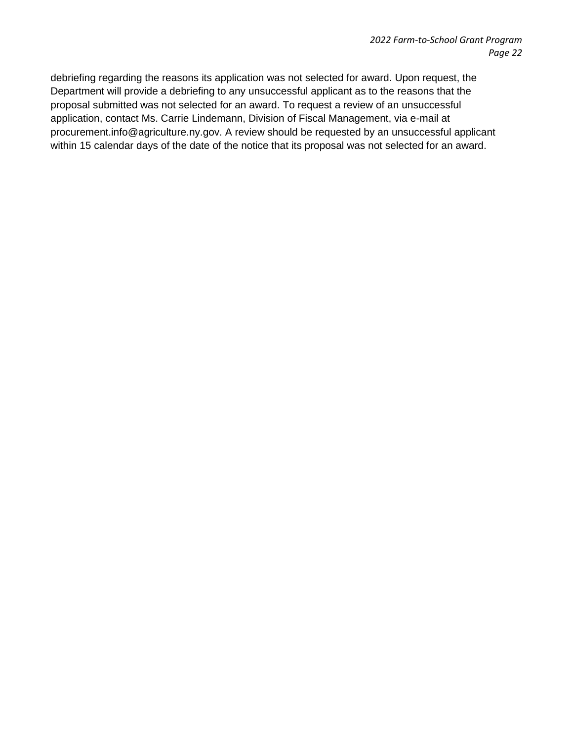debriefing regarding the reasons its application was not selected for award. Upon request, the Department will provide a debriefing to any unsuccessful applicant as to the reasons that the proposal submitted was not selected for an award. To request a review of an unsuccessful application, contact Ms. Carrie Lindemann, Division of Fiscal Management, via e-mail at procurement.info@agriculture.ny.gov. A review should be requested by an unsuccessful applicant within 15 calendar days of the date of the notice that its proposal was not selected for an award.